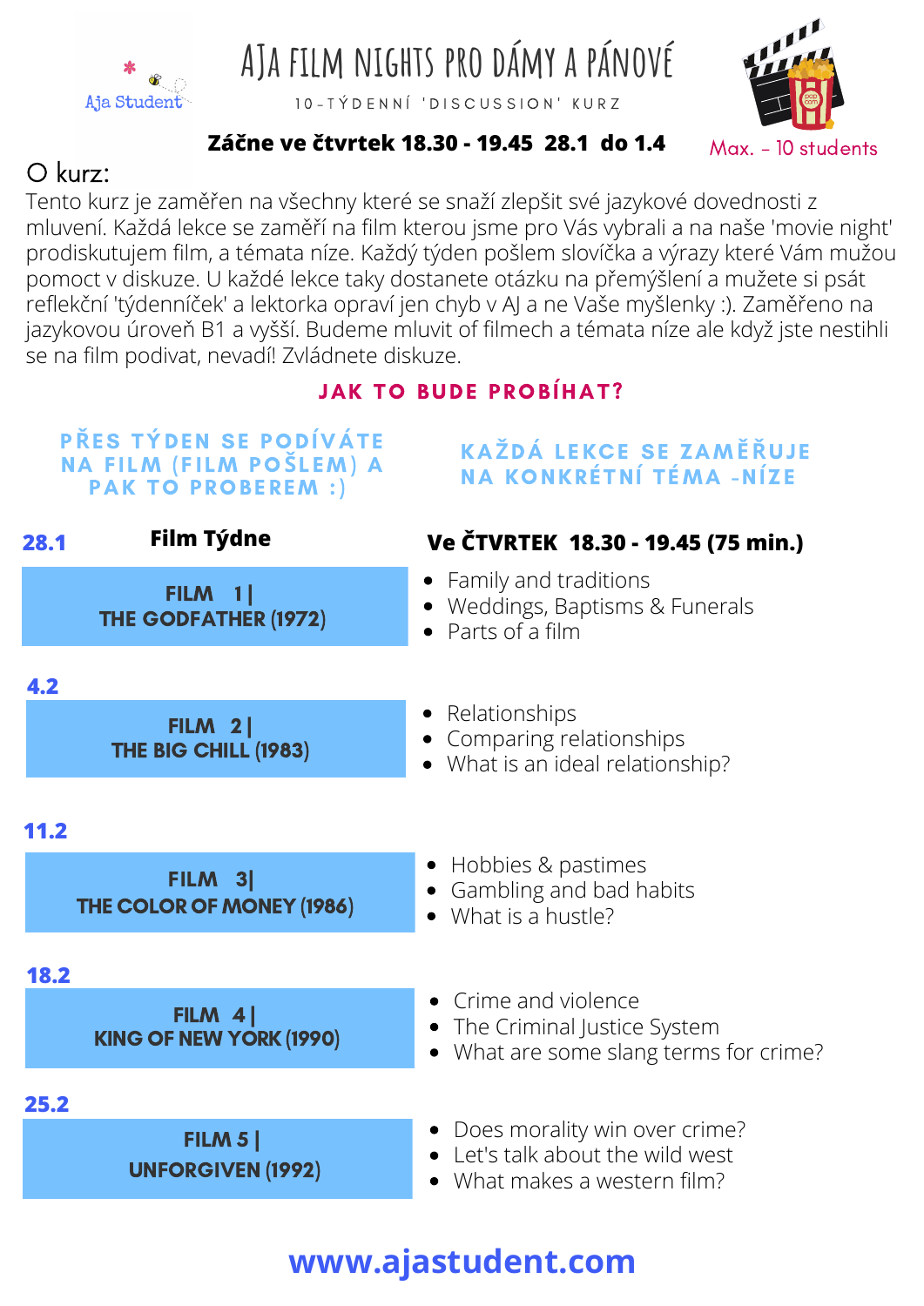Aja Student

# AJA FILM NIGHTS PRO DÁMY A PÁNOVÉ

10-TÝDENNÍ 'DISCUSSION' KURZ

**Začne ve čtvrtek 18.30 - 19.45 28.1 do 1.4**

Max. - 10 students

## O kurz:

Tento kurz je zaměřen na všechny které se snaží zlepšit své jazykové dovednosti z mluvení. Každá lekce se zaměří na film kterou jsme pro Vás vybrali a na naše 'movie night' prodiskutujem film, a témata níze. Každý týden pošlem slovíčka a výrazy které Vám mužou pomoct v diskuze. U každé lekce taky dostanete otázku na přemýšlení a mužete si psát reflekční 'týdenníček' a lektorka opraví jen chyb v AJ a ne Vaše myšlenky :). Zaměřeno na jazykovou úroveň B1 a vyšší. Budeme mluvit of filmech a témata níze ale když jste nestihli se na film podivat, nevadí! Zvládnete diskuze.

## JAK TO BUDE PROBÍHAT?

PŘES TÝDEN SE PODÍVÁTE NA FILM (FILM POŠLEM) A PAK TO PROBEREM :)

KAŽDÁ LEKCE SE ZAMĚŘUJE NA KONKRÉTNÍ TÉMA -NÍZE

| Film Týdne | Ve ČTVRTEK 18.30 - 19.45 (75 min.) |
|---|---|
| **28.1** FILM 1 \| THE GODFATHER (1972) | • Family and traditions<br>• Weddings, Baptisms & Funerals<br>• Parts of a film |
| **4.2** FILM 2 \| THE BIG CHILL (1983) | • Relationships<br>• Comparing relationships<br>• What is an ideal relationship? |
| **11.2** FILM 3 \| THE COLOR OF MONEY (1986) | • Hobbies & pastimes<br>• Gambling and bad habits<br>• What is a hustle? |
| **18.2** FILM 4 \| KING OF NEW YORK (1990) | • Crime and violence<br>• The Criminal Justice System<br>• What are some slang terms for crime? |
| **25.2** FILM 5 \| UNFORGIVEN (1992) | • Does morality win over crime?<br>• Let's talk about the wild west<br>• What makes a western film? |

**www.ajastudent.com**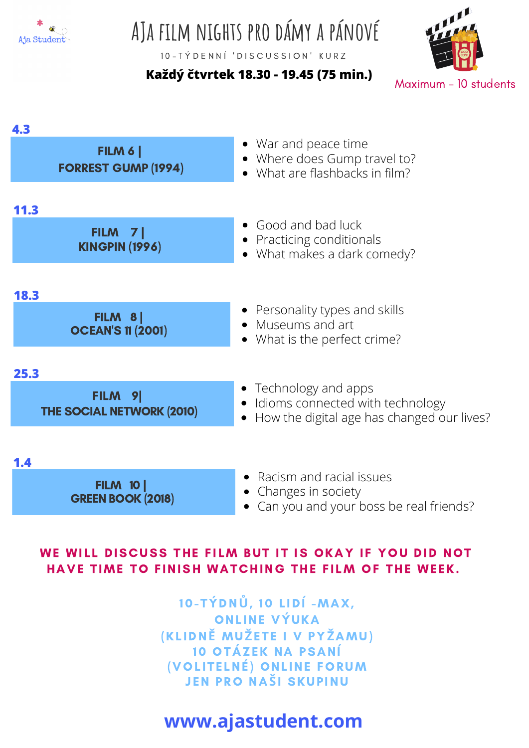Aja Student

# AJA FILM NIGHTS PRO DÁMY A PÁNOVÉ

10-TÝDENNÍ 'DISCUSSION' KURZ

**Každý čtvrtek 18.30 - 19.45 (75 min.)**

Maximum - 10 students

**4.3**

**FILM 6 | FORREST GUMP (1994)**

- War and peace time
- Where does Gump travel to?
- What are flashbacks in film?

**11.3**

**FILM 7 | KINGPIN (1996)**

- Good and bad luck
- Practicing conditionals
- What makes a dark comedy?

**18.3**

**FILM 8 | OCEAN'S 11 (2001)**

- Personality types and skills
- Museums and art
- What is the perfect crime?

**25.3**

**FILM 9 | THE SOCIAL NETWORK (2010)**

- Technology and apps
- Idioms connected with technology
- How the digital age has changed our lives?

**1.4**

**FILM 10 | GREEN BOOK (2018)**

- Racism and racial issues
- Changes in society
- Can you and your boss be real friends?

**WE WILL DISCUSS THE FILM BUT IT IS OKAY IF YOU DID NOT HAVE TIME TO FINISH WATCHING THE FILM OF THE WEEK.**

10-TÝDNŮ, 10 LIDÍ -MAX,
ONLINE VÝUKA
(KLIDNĚ MUŽETE I V PYŽAMU)
10 OTÁZEK NA PSANÍ
(VOLITELNÉ) ONLINE FORUM
JEN PRO NAŠI SKUPINU

**www.ajastudent.com**